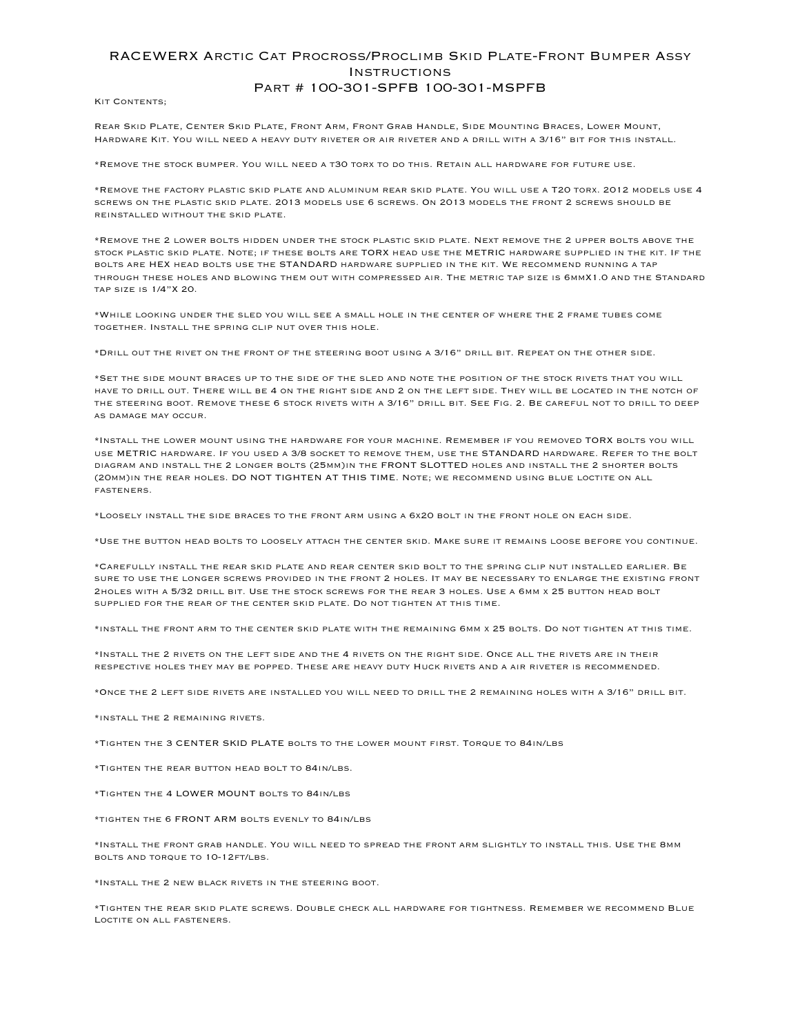# RACEWERX Arctic Cat Procross/Proclimb Skid Plate-Front Bumper Assy Instructions

## Part # 100-301-SPFB 100-301-MSPFB

Kit Contents;

Rear Skid Plate, Center Skid Plate, Front Arm, Front Grab Handle, Side Mounting Braces, Lower Mount, Hardware Kit. You will need a heavy duty riveter or air riveter and a drill with a 3/16" bit for this install.

*Remove the stock bumper. You will need a t30 torx to do this. Retain all hardware for future use.

*Remove the factory plastic skid plate and aluminum rear skid plate. You will use a T20 torx. 2012 models use 4 screws on the plastic skid plate. 2013 models use 6 screws. On 2013 models the front 2 screws should be reinstalled without the skid plate.

*Remove the 2 lower bolts hidden under the stock plastic skid plate. Next remove the 2 upper bolts above the stock plastic skid plate. Note; if these bolts are TORX head use the METRIC hardware supplied in the kit. If the bolts are HEX head bolts use the STANDARD hardware supplied in the kit. We recommend running a tap through these holes and blowing them out with compressed air. The metric tap size is 6mmX1.0 and the Standard tap size is 1/4"X 20.

*While looking under the sled you will see a small hole in the center of where the 2 frame tubes come together. Install the spring clip nut over this hole.

*Drill out the rivet on the front of the steering boot using a 3/16" drill bit. Repeat on the other side.

*Set the side mount braces up to the side of the sled and note the position of the stock rivets that you will have to drill out. There will be 4 on the right side and 2 on the left side. They will be located in the notch of the steering boot. Remove these 6 stock rivets with a 3/16" drill bit. See Fig. 2. Be careful not to drill to deep as damage may occur.

*Install the lower mount using the hardware for your machine. Remember if you removed TORX bolts you will use METRIC hardware. If you used a 3/8 socket to remove them, use the STANDARD hardware. Refer to the bolt diagram and install the 2 longer bolts (25mm)in the FRONT SLOTTED holes and install the 2 shorter bolts (20mm)in the rear holes. DO NOT TIGHTEN AT THIS TIME. Note; we recommend using blue loctite on all fasteners.

*Loosely install the side braces to the front arm using a 6x20 bolt in the front hole on each side.

*Use the button head bolts to loosely attach the center skid. Make sure it remains loose before you continue.

*Carefully install the rear skid plate and rear center skid bolt to the spring clip nut installed earlier. Be sure to use the longer screws provided in the front 2 holes. It may be necessary to enlarge the existing front 2holes with a 5/32 drill bit. Use the stock screws for the rear 3 holes. Use a 6mm x 25 button head bolt supplied for the rear of the center skid plate. Do not tighten at this time.

*install the front arm to the center skid plate with the remaining 6mm x 25 bolts. Do not tighten at this time.

*Install the 2 rivets on the left side and the 4 rivets on the right side. Once all the rivets are in their respective holes they may be popped. These are heavy duty Huck rivets and a air riveter is recommended.

*Once the 2 left side rivets are installed you will need to drill the 2 remaining holes with a 3/16" drill bit.

*install the 2 remaining rivets.

*Tighten the 3 CENTER SKID PLATE bolts to the lower mount first. Torque to 84in/lbs

*Tighten the rear button head bolt to 84in/lbs.

*Tighten the 4 LOWER MOUNT bolts to 84in/lbs

*tighten the 6 FRONT ARM bolts evenly to 84in/lbs

*Install the front grab handle. You will need to spread the front arm slightly to install this. Use the 8mm bolts and torque to 10-12ft/lbs.

*Install the 2 new black rivets in the steering boot.

*Tighten the rear skid plate screws. Double check all hardware for tightness. Remember we recommend Blue Loctite on all fasteners.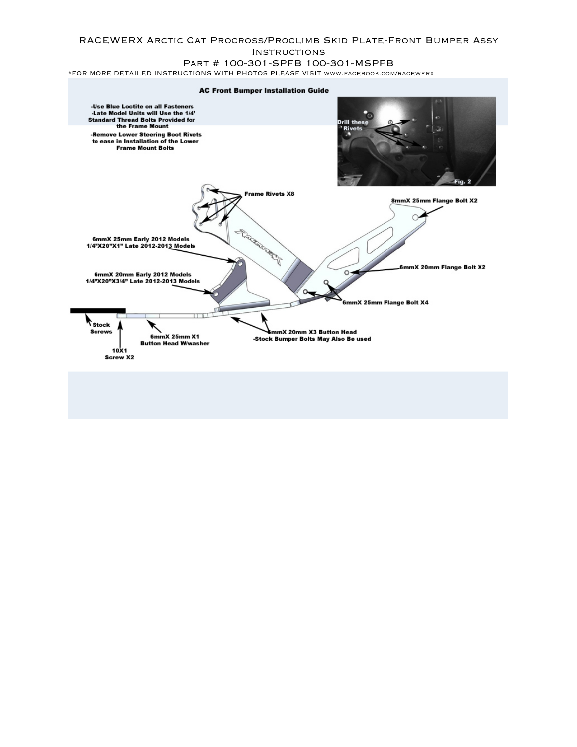# RACEWERX Arctic Cat Procross/Proclimb Skid Plate-Front Bumper Assy Instructions

## Part # 100-301-SPFB 100-301-MSPFB

*FOR MORE DETAILED INSTRUCTIONS WITH PHOTOS PLEASE VISIT www.facebook.com/racewerx

### AC Front Bumper Installation Guide

- -Use Blue Loctite on all Fasteners
- -Late Model Units will Use the 1/4' Standard Thread Bolts Provided for the Frame Mount
- -Remove Lower Steering Boot Rivets to ease in Installation of the Lower Frame Mount Bolts

Drill these Rivets

Fig. 2

Frame Rivets X8

8mmX 25mm Flange Bolt X2

6mmX 25mm Early 2012 Models
1/4"X20"X1" Late 2012-2013 Models

6mmX 20mm Early 2012 Models
1/4"X20"X3/4" Late 2012-2013 Models

6mmX 20mm Flange Bolt X2

6mmX 25mm Flange Bolt X4

Stock Screws

10X1 Screw X2

6mmX 25mm X1 Button Head W/washer

6mmX 20mm X3 Button Head
-Stock Bumper Bolts May Also be used